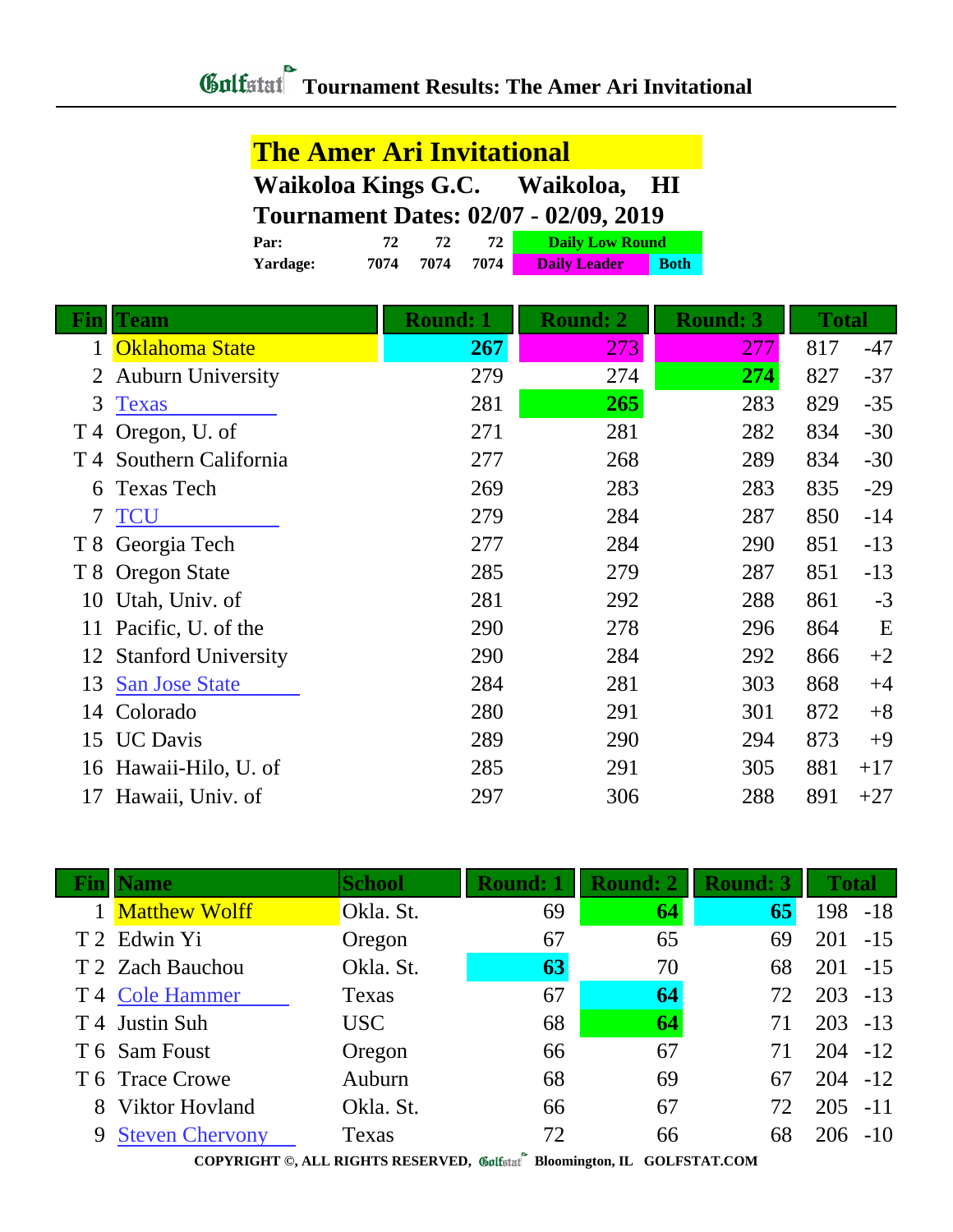# Tournament Results: The Amer Ari Invitational

## The Amer Ari Invitational

**Waikoloa Kings G.C. Waikoloa, HI**

**Tournament Dates: 02/07 - 02/09, 2019**

| | | | | |
|---|---|---|---|---|
| **Par:** | 72 | 72 | 72 | Daily Low Round |
| **Yardage:** | 7074 | 7074 | 7074 | Daily Leader / Both |

| Fin | Team | Round: 1 | Round: 2 | Round: 3 | Total | |
|---|---|---|---|---|---|---|
| 1 | Oklahoma State | **267** | 273 | 277 | 817 | -47 |
| 2 | Auburn University | 279 | 274 | **274** | 827 | -37 |
| 3 | Texas | 281 | **265** | 283 | 829 | -35 |
| T 4 | Oregon, U. of | 271 | 281 | 282 | 834 | -30 |
| T 4 | Southern California | 277 | 268 | 289 | 834 | -30 |
| 6 | Texas Tech | 269 | 283 | 283 | 835 | -29 |
| 7 | TCU | 279 | 284 | 287 | 850 | -14 |
| T 8 | Georgia Tech | 277 | 284 | 290 | 851 | -13 |
| T 8 | Oregon State | 285 | 279 | 287 | 851 | -13 |
| 10 | Utah, Univ. of | 281 | 292 | 288 | 861 | -3 |
| 11 | Pacific, U. of the | 290 | 278 | 296 | 864 | E |
| 12 | Stanford University | 290 | 284 | 292 | 866 | +2 |
| 13 | San Jose State | 284 | 281 | 303 | 868 | +4 |
| 14 | Colorado | 280 | 291 | 301 | 872 | +8 |
| 15 | UC Davis | 289 | 290 | 294 | 873 | +9 |
| 16 | Hawaii-Hilo, U. of | 285 | 291 | 305 | 881 | +17 |
| 17 | Hawaii, Univ. of | 297 | 306 | 288 | 891 | +27 |

| Fin | Name | School | Round: 1 | Round: 2 | Round: 3 | Total | |
|---|---|---|---|---|---|---|---|
| 1 | Matthew Wolff | Okla. St. | 69 | **64** | **65** | 198 | -18 |
| T 2 | Edwin Yi | Oregon | 67 | 65 | 69 | 201 | -15 |
| T 2 | Zach Bauchou | Okla. St. | **63** | 70 | 68 | 201 | -15 |
| T 4 | Cole Hammer | Texas | 67 | **64** | 72 | 203 | -13 |
| T 4 | Justin Suh | USC | 68 | **64** | 71 | 203 | -13 |
| T 6 | Sam Foust | Oregon | 66 | 67 | 71 | 204 | -12 |
| T 6 | Trace Crowe | Auburn | 68 | 69 | 67 | 204 | -12 |
| 8 | Viktor Hovland | Okla. St. | 66 | 67 | 72 | 205 | -11 |
| 9 | Steven Chervony | Texas | 72 | 66 | 68 | 206 | -10 |

COPYRIGHT ©, ALL RIGHTS RESERVED, Golfstat Bloomington, IL GOLFSTAT.COM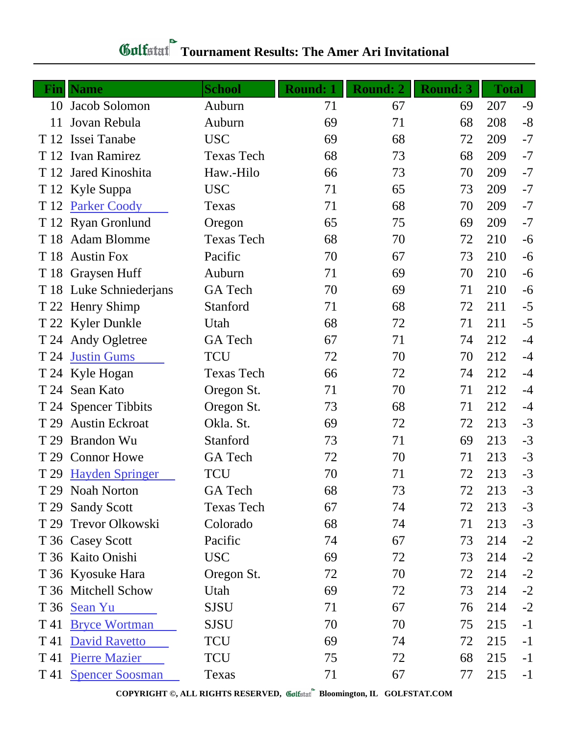# Tournament Results: The Amer Ari Invitational

| Fin | Name | School | Round: 1 | Round: 2 | Round: 3 | Total | |
|---|---|---|---|---|---|---|---|
| 10 | Jacob Solomon | Auburn | 71 | 67 | 69 | 207 | -9 |
| 11 | Jovan Rebula | Auburn | 69 | 71 | 68 | 208 | -8 |
| T 12 | Issei Tanabe | USC | 69 | 68 | 72 | 209 | -7 |
| T 12 | Ivan Ramirez | Texas Tech | 68 | 73 | 68 | 209 | -7 |
| T 12 | Jared Kinoshita | Haw.-Hilo | 66 | 73 | 70 | 209 | -7 |
| T 12 | Kyle Suppa | USC | 71 | 65 | 73 | 209 | -7 |
| T 12 | Parker Coody | Texas | 71 | 68 | 70 | 209 | -7 |
| T 12 | Ryan Gronlund | Oregon | 65 | 75 | 69 | 209 | -7 |
| T 18 | Adam Blomme | Texas Tech | 68 | 70 | 72 | 210 | -6 |
| T 18 | Austin Fox | Pacific | 70 | 67 | 73 | 210 | -6 |
| T 18 | Graysen Huff | Auburn | 71 | 69 | 70 | 210 | -6 |
| T 18 | Luke Schniederjans | GA Tech | 70 | 69 | 71 | 210 | -6 |
| T 22 | Henry Shimp | Stanford | 71 | 68 | 72 | 211 | -5 |
| T 22 | Kyler Dunkle | Utah | 68 | 72 | 71 | 211 | -5 |
| T 24 | Andy Ogletree | GA Tech | 67 | 71 | 74 | 212 | -4 |
| T 24 | Justin Gums | TCU | 72 | 70 | 70 | 212 | -4 |
| T 24 | Kyle Hogan | Texas Tech | 66 | 72 | 74 | 212 | -4 |
| T 24 | Sean Kato | Oregon St. | 71 | 70 | 71 | 212 | -4 |
| T 24 | Spencer Tibbits | Oregon St. | 73 | 68 | 71 | 212 | -4 |
| T 29 | Austin Eckroat | Okla. St. | 69 | 72 | 72 | 213 | -3 |
| T 29 | Brandon Wu | Stanford | 73 | 71 | 69 | 213 | -3 |
| T 29 | Connor Howe | GA Tech | 72 | 70 | 71 | 213 | -3 |
| T 29 | Hayden Springer | TCU | 70 | 71 | 72 | 213 | -3 |
| T 29 | Noah Norton | GA Tech | 68 | 73 | 72 | 213 | -3 |
| T 29 | Sandy Scott | Texas Tech | 67 | 74 | 72 | 213 | -3 |
| T 29 | Trevor Olkowski | Colorado | 68 | 74 | 71 | 213 | -3 |
| T 36 | Casey Scott | Pacific | 74 | 67 | 73 | 214 | -2 |
| T 36 | Kaito Onishi | USC | 69 | 72 | 73 | 214 | -2 |
| T 36 | Kyosuke Hara | Oregon St. | 72 | 70 | 72 | 214 | -2 |
| T 36 | Mitchell Schow | Utah | 69 | 72 | 73 | 214 | -2 |
| T 36 | Sean Yu | SJSU | 71 | 67 | 76 | 214 | -2 |
| T 41 | Bryce Wortman | SJSU | 70 | 70 | 75 | 215 | -1 |
| T 41 | David Ravetto | TCU | 69 | 74 | 72 | 215 | -1 |
| T 41 | Pierre Mazier | TCU | 75 | 72 | 68 | 215 | -1 |
| T 41 | Spencer Soosman | Texas | 71 | 67 | 77 | 215 | -1 |

COPYRIGHT ©, ALL RIGHTS RESERVED, Golfstat Bloomington, IL GOLFSTAT.COM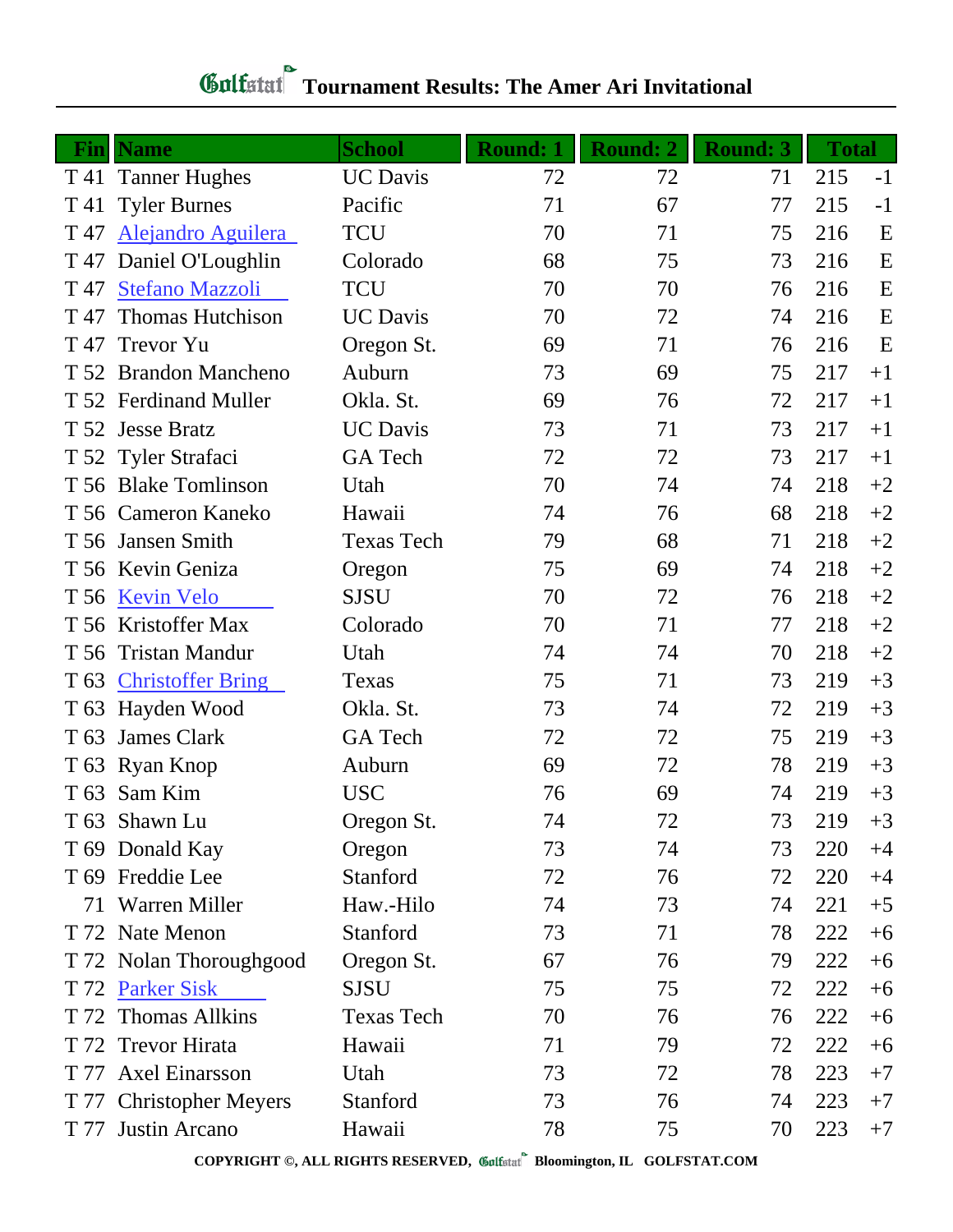# Golfstat Tournament Results: The Amer Ari Invitational

| Fin | Name | School | Round: 1 | Round: 2 | Round: 3 | Total | |
|---|---|---|---|---|---|---|---|
| T 41 | Tanner Hughes | UC Davis | 72 | 72 | 71 | 215 | -1 |
| T 41 | Tyler Burnes | Pacific | 71 | 67 | 77 | 215 | -1 |
| T 47 | Alejandro Aguilera | TCU | 70 | 71 | 75 | 216 | E |
| T 47 | Daniel O'Loughlin | Colorado | 68 | 75 | 73 | 216 | E |
| T 47 | Stefano Mazzoli | TCU | 70 | 70 | 76 | 216 | E |
| T 47 | Thomas Hutchison | UC Davis | 70 | 72 | 74 | 216 | E |
| T 47 | Trevor Yu | Oregon St. | 69 | 71 | 76 | 216 | E |
| T 52 | Brandon Mancheno | Auburn | 73 | 69 | 75 | 217 | +1 |
| T 52 | Ferdinand Muller | Okla. St. | 69 | 76 | 72 | 217 | +1 |
| T 52 | Jesse Bratz | UC Davis | 73 | 71 | 73 | 217 | +1 |
| T 52 | Tyler Strafaci | GA Tech | 72 | 72 | 73 | 217 | +1 |
| T 56 | Blake Tomlinson | Utah | 70 | 74 | 74 | 218 | +2 |
| T 56 | Cameron Kaneko | Hawaii | 74 | 76 | 68 | 218 | +2 |
| T 56 | Jansen Smith | Texas Tech | 79 | 68 | 71 | 218 | +2 |
| T 56 | Kevin Geniza | Oregon | 75 | 69 | 74 | 218 | +2 |
| T 56 | Kevin Velo | SJSU | 70 | 72 | 76 | 218 | +2 |
| T 56 | Kristoffer Max | Colorado | 70 | 71 | 77 | 218 | +2 |
| T 56 | Tristan Mandur | Utah | 74 | 74 | 70 | 218 | +2 |
| T 63 | Christoffer Bring | Texas | 75 | 71 | 73 | 219 | +3 |
| T 63 | Hayden Wood | Okla. St. | 73 | 74 | 72 | 219 | +3 |
| T 63 | James Clark | GA Tech | 72 | 72 | 75 | 219 | +3 |
| T 63 | Ryan Knop | Auburn | 69 | 72 | 78 | 219 | +3 |
| T 63 | Sam Kim | USC | 76 | 69 | 74 | 219 | +3 |
| T 63 | Shawn Lu | Oregon St. | 74 | 72 | 73 | 219 | +3 |
| T 69 | Donald Kay | Oregon | 73 | 74 | 73 | 220 | +4 |
| T 69 | Freddie Lee | Stanford | 72 | 76 | 72 | 220 | +4 |
| 71 | Warren Miller | Haw.-Hilo | 74 | 73 | 74 | 221 | +5 |
| T 72 | Nate Menon | Stanford | 73 | 71 | 78 | 222 | +6 |
| T 72 | Nolan Thoroughgood | Oregon St. | 67 | 76 | 79 | 222 | +6 |
| T 72 | Parker Sisk | SJSU | 75 | 75 | 72 | 222 | +6 |
| T 72 | Thomas Allkins | Texas Tech | 70 | 76 | 76 | 222 | +6 |
| T 72 | Trevor Hirata | Hawaii | 71 | 79 | 72 | 222 | +6 |
| T 77 | Axel Einarsson | Utah | 73 | 72 | 78 | 223 | +7 |
| T 77 | Christopher Meyers | Stanford | 73 | 76 | 74 | 223 | +7 |
| T 77 | Justin Arcano | Hawaii | 78 | 75 | 70 | 223 | +7 |

COPYRIGHT ©, ALL RIGHTS RESERVED, Golfstat Bloomington, IL GOLFSTAT.COM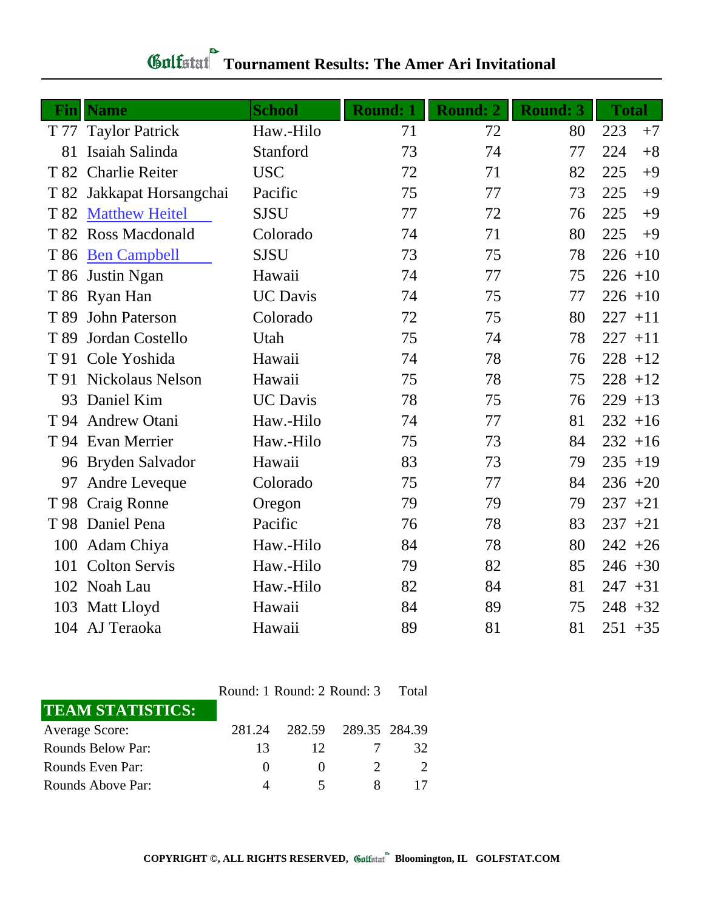# Tournament Results: The Amer Ari Invitational

| Fin | Name | School | Round: 1 | Round: 2 | Round: 3 | Total | |
|---|---|---|---|---|---|---|---|
| T 77 | Taylor Patrick | Haw.-Hilo | 71 | 72 | 80 | 223 | +7 |
| 81 | Isaiah Salinda | Stanford | 73 | 74 | 77 | 224 | +8 |
| T 82 | Charlie Reiter | USC | 72 | 71 | 82 | 225 | +9 |
| T 82 | Jakkapat Horsangchai | Pacific | 75 | 77 | 73 | 225 | +9 |
| T 82 | Matthew Heitel | SJSU | 77 | 72 | 76 | 225 | +9 |
| T 82 | Ross Macdonald | Colorado | 74 | 71 | 80 | 225 | +9 |
| T 86 | Ben Campbell | SJSU | 73 | 75 | 78 | 226 | +10 |
| T 86 | Justin Ngan | Hawaii | 74 | 77 | 75 | 226 | +10 |
| T 86 | Ryan Han | UC Davis | 74 | 75 | 77 | 226 | +10 |
| T 89 | John Paterson | Colorado | 72 | 75 | 80 | 227 | +11 |
| T 89 | Jordan Costello | Utah | 75 | 74 | 78 | 227 | +11 |
| T 91 | Cole Yoshida | Hawaii | 74 | 78 | 76 | 228 | +12 |
| T 91 | Nickolaus Nelson | Hawaii | 75 | 78 | 75 | 228 | +12 |
| 93 | Daniel Kim | UC Davis | 78 | 75 | 76 | 229 | +13 |
| T 94 | Andrew Otani | Haw.-Hilo | 74 | 77 | 81 | 232 | +16 |
| T 94 | Evan Merrier | Haw.-Hilo | 75 | 73 | 84 | 232 | +16 |
| 96 | Bryden Salvador | Hawaii | 83 | 73 | 79 | 235 | +19 |
| 97 | Andre Leveque | Colorado | 75 | 77 | 84 | 236 | +20 |
| T 98 | Craig Ronne | Oregon | 79 | 79 | 79 | 237 | +21 |
| T 98 | Daniel Pena | Pacific | 76 | 78 | 83 | 237 | +21 |
| 100 | Adam Chiya | Haw.-Hilo | 84 | 78 | 80 | 242 | +26 |
| 101 | Colton Servis | Haw.-Hilo | 79 | 82 | 85 | 246 | +30 |
| 102 | Noah Lau | Haw.-Hilo | 82 | 84 | 81 | 247 | +31 |
| 103 | Matt Lloyd | Hawaii | 84 | 89 | 75 | 248 | +32 |
| 104 | AJ Teraoka | Hawaii | 89 | 81 | 81 | 251 | +35 |

| TEAM STATISTICS: | Round: 1 | Round: 2 | Round: 3 | Total |
|---|---|---|---|---|
| Average Score: | 281.24 | 282.59 | 289.35 | 284.39 |
| Rounds Below Par: | 13 | 12 | 7 | 32 |
| Rounds Even Par: | 0 | 0 | 2 | 2 |
| Rounds Above Par: | 4 | 5 | 8 | 17 |

**COPYRIGHT ©, ALL RIGHTS RESERVED, Golfstat Bloomington, IL GOLFSTAT.COM**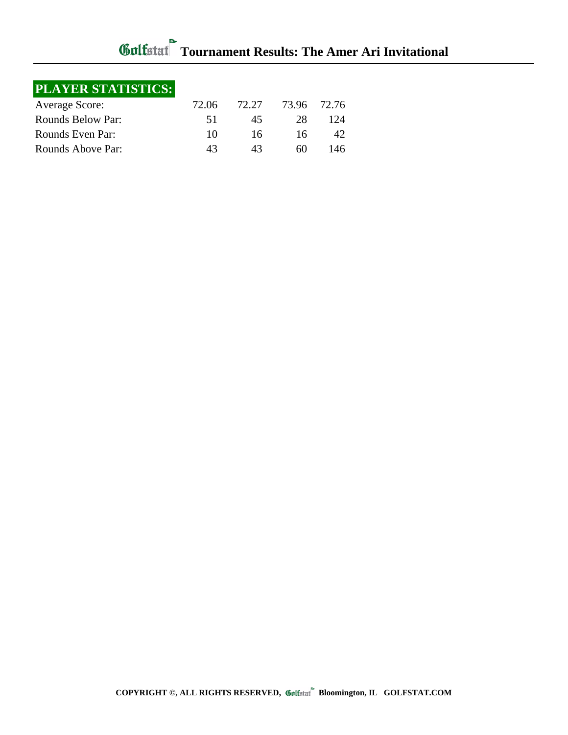# Golfstat Tournament Results: The Amer Ari Invitational

## PLAYER STATISTICS:

| | | | | |
|---|---|---|---|---|
| Average Score: | 72.06 | 72.27 | 73.96 | 72.76 |
| Rounds Below Par: | 51 | 45 | 28 | 124 |
| Rounds Even Par: | 10 | 16 | 16 | 42 |
| Rounds Above Par: | 43 | 43 | 60 | 146 |

**COPYRIGHT ©, ALL RIGHTS RESERVED, Golfstat Bloomington, IL GOLFSTAT.COM**